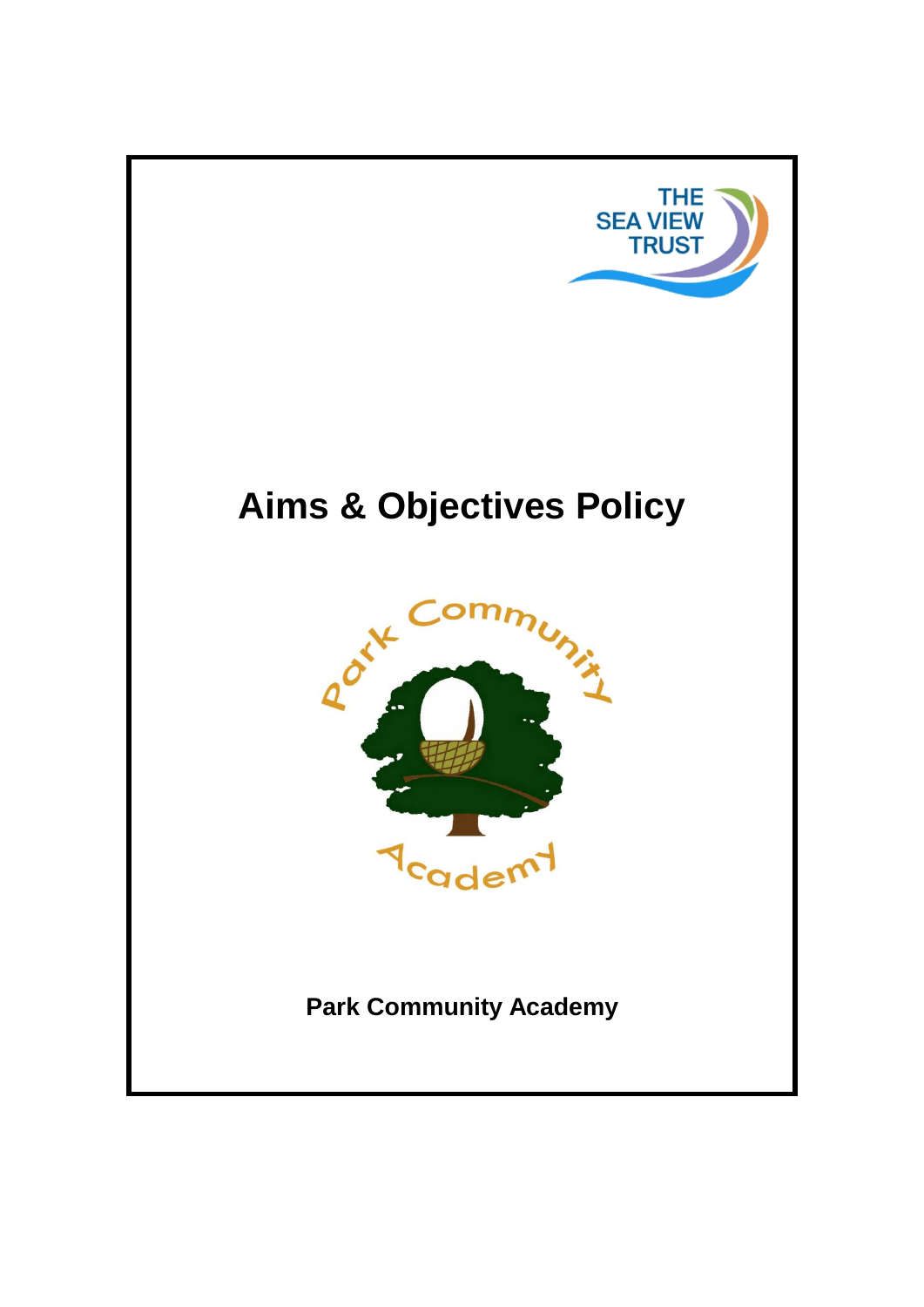THE SEA VIEW TRUST

# Aims & Objectives Policy

Park Community Academy

**Park Community Academy**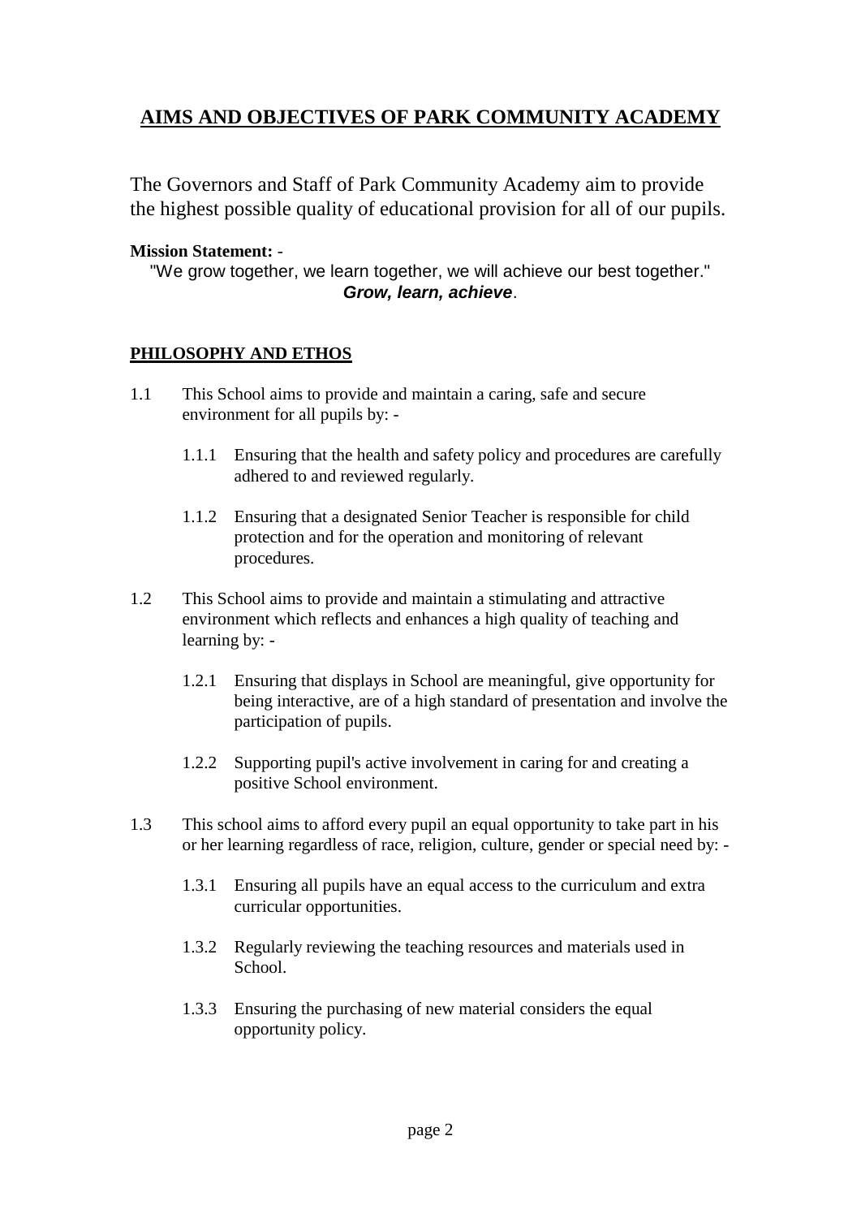# AIMS AND OBJECTIVES OF PARK COMMUNITY ACADEMY

The Governors and Staff of Park Community Academy aim to provide the highest possible quality of educational provision for all of our pupils.

**Mission Statement:** -

"We grow together, we learn together, we will achieve our best together."
***Grow, learn, achieve***.

## PHILOSOPHY AND ETHOS

1.1 This School aims to provide and maintain a caring, safe and secure environment for all pupils by: -

- 1.1.1 Ensuring that the health and safety policy and procedures are carefully adhered to and reviewed regularly.
- 1.1.2 Ensuring that a designated Senior Teacher is responsible for child protection and for the operation and monitoring of relevant procedures.

1.2 This School aims to provide and maintain a stimulating and attractive environment which reflects and enhances a high quality of teaching and learning by: -

- 1.2.1 Ensuring that displays in School are meaningful, give opportunity for being interactive, are of a high standard of presentation and involve the participation of pupils.
- 1.2.2 Supporting pupil's active involvement in caring for and creating a positive School environment.

1.3 This school aims to afford every pupil an equal opportunity to take part in his or her learning regardless of race, religion, culture, gender or special need by: -

- 1.3.1 Ensuring all pupils have an equal access to the curriculum and extra curricular opportunities.
- 1.3.2 Regularly reviewing the teaching resources and materials used in School.
- 1.3.3 Ensuring the purchasing of new material considers the equal opportunity policy.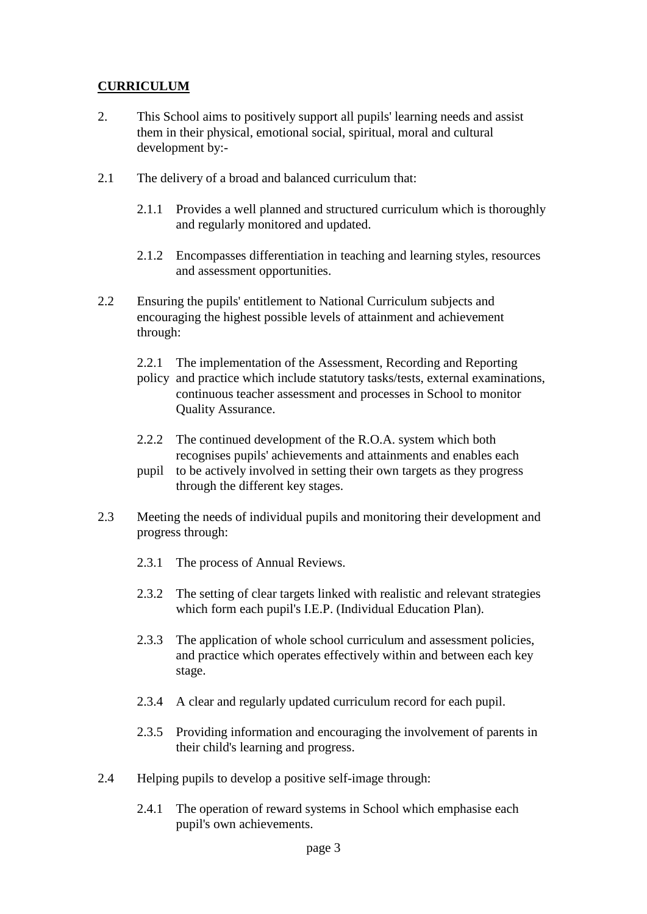**CURRICULUM**

2. This School aims to positively support all pupils' learning needs and assist them in their physical, emotional social, spiritual, moral and cultural development by:-

2.1 The delivery of a broad and balanced curriculum that:

2.1.1 Provides a well planned and structured curriculum which is thoroughly and regularly monitored and updated.

2.1.2 Encompasses differentiation in teaching and learning styles, resources and assessment opportunities.

2.2 Ensuring the pupils' entitlement to National Curriculum subjects and encouraging the highest possible levels of attainment and achievement through:

2.2.1 The implementation of the Assessment, Recording and Reporting policy and practice which include statutory tasks/tests, external examinations, continuous teacher assessment and processes in School to monitor Quality Assurance.

2.2.2 The continued development of the R.O.A. system which both recognises pupils' achievements and attainments and enables each pupil to be actively involved in setting their own targets as they progress through the different key stages.

2.3 Meeting the needs of individual pupils and monitoring their development and progress through:

2.3.1 The process of Annual Reviews.

2.3.2 The setting of clear targets linked with realistic and relevant strategies which form each pupil's I.E.P. (Individual Education Plan).

2.3.3 The application of whole school curriculum and assessment policies, and practice which operates effectively within and between each key stage.

2.3.4 A clear and regularly updated curriculum record for each pupil.

2.3.5 Providing information and encouraging the involvement of parents in their child's learning and progress.

2.4 Helping pupils to develop a positive self-image through:

2.4.1 The operation of reward systems in School which emphasise each pupil's own achievements.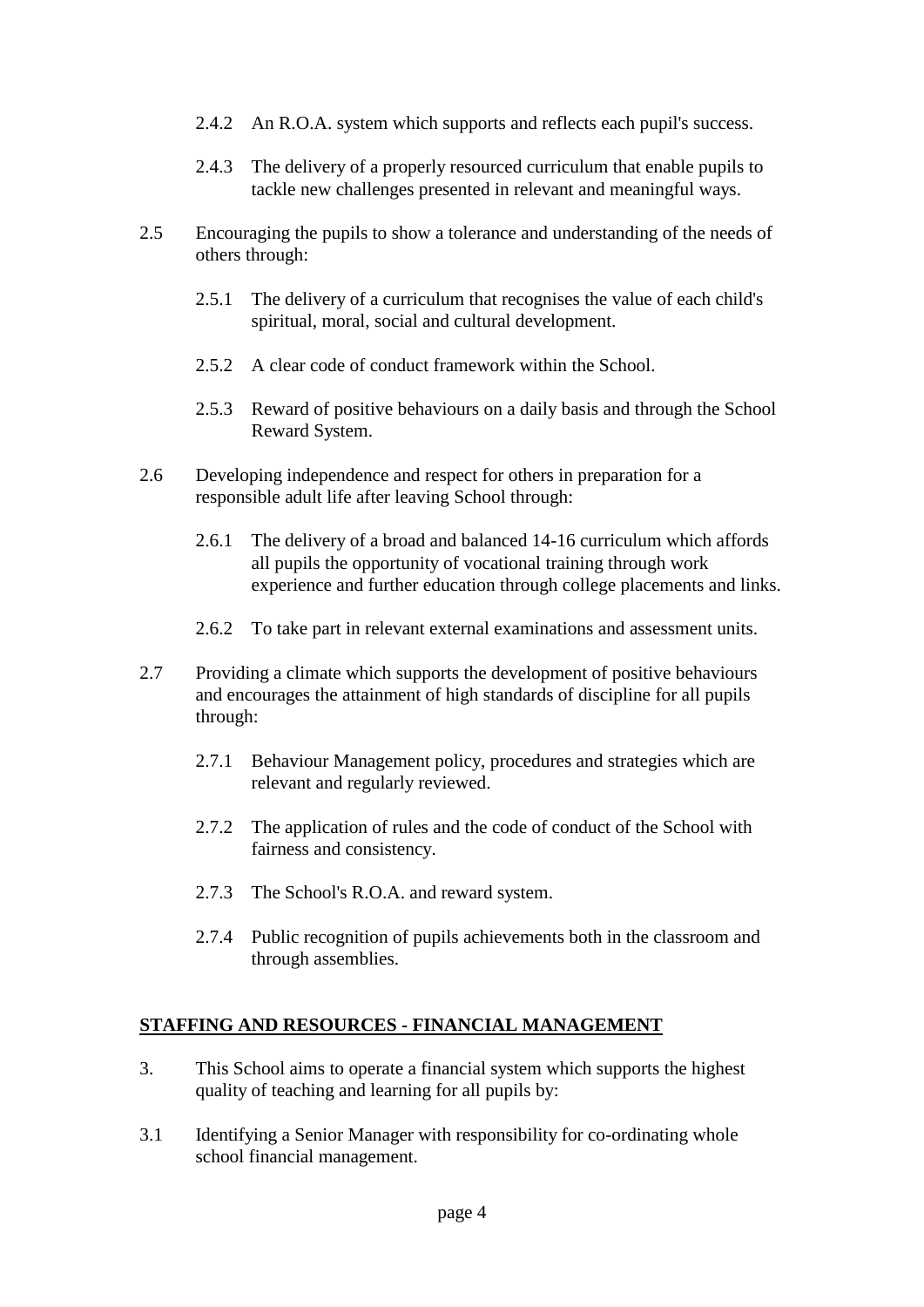2.4.2 An R.O.A. system which supports and reflects each pupil's success.

2.4.3 The delivery of a properly resourced curriculum that enable pupils to tackle new challenges presented in relevant and meaningful ways.

2.5 Encouraging the pupils to show a tolerance and understanding of the needs of others through:

2.5.1 The delivery of a curriculum that recognises the value of each child's spiritual, moral, social and cultural development.

2.5.2 A clear code of conduct framework within the School.

2.5.3 Reward of positive behaviours on a daily basis and through the School Reward System.

2.6 Developing independence and respect for others in preparation for a responsible adult life after leaving School through:

2.6.1 The delivery of a broad and balanced 14-16 curriculum which affords all pupils the opportunity of vocational training through work experience and further education through college placements and links.

2.6.2 To take part in relevant external examinations and assessment units.

2.7 Providing a climate which supports the development of positive behaviours and encourages the attainment of high standards of discipline for all pupils through:

2.7.1 Behaviour Management policy, procedures and strategies which are relevant and regularly reviewed.

2.7.2 The application of rules and the code of conduct of the School with fairness and consistency.

2.7.3 The School's R.O.A. and reward system.

2.7.4 Public recognition of pupils achievements both in the classroom and through assemblies.

## STAFFING AND RESOURCES - FINANCIAL MANAGEMENT

3. This School aims to operate a financial system which supports the highest quality of teaching and learning for all pupils by:

3.1 Identifying a Senior Manager with responsibility for co-ordinating whole school financial management.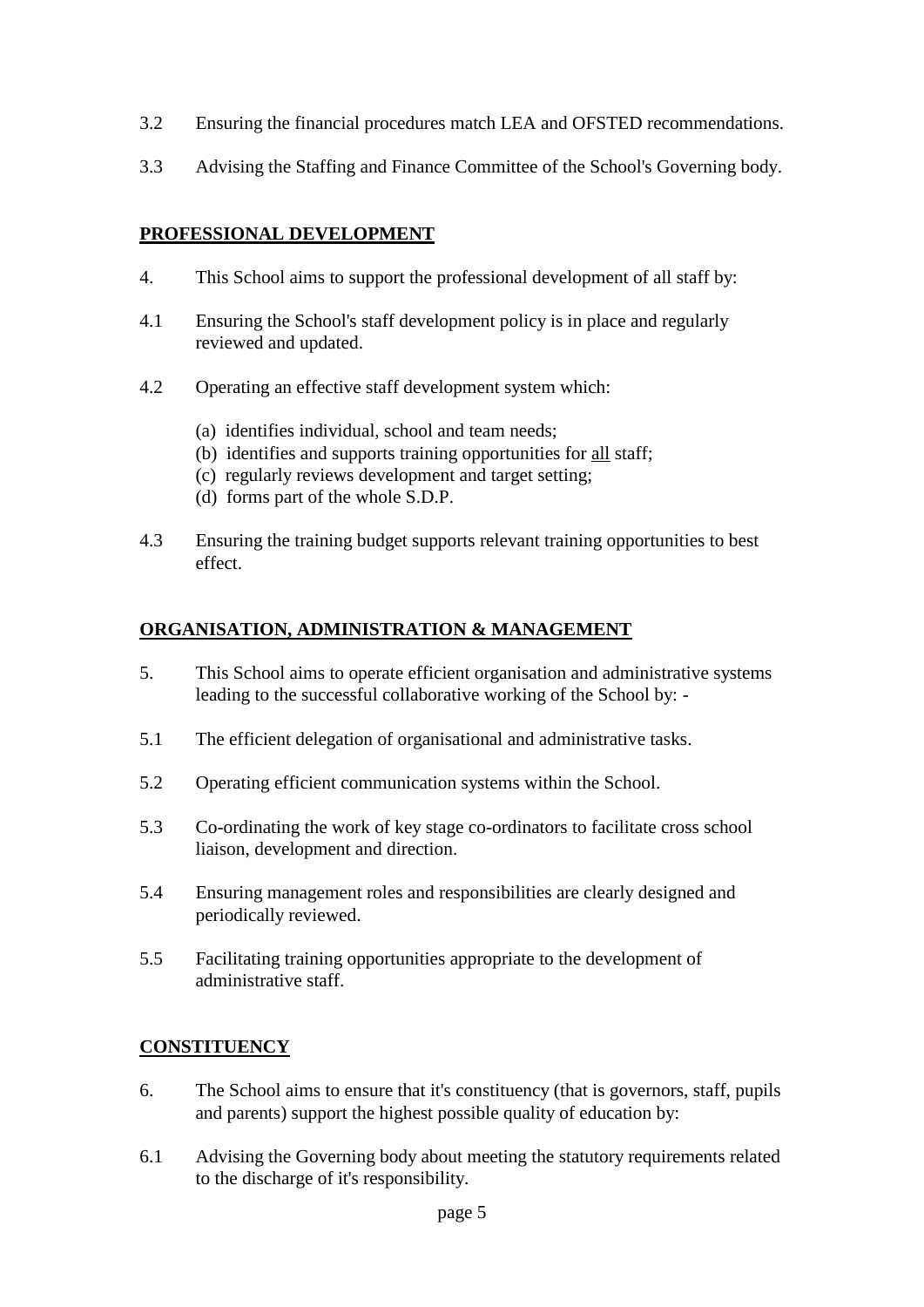3.2 Ensuring the financial procedures match LEA and OFSTED recommendations.

3.3 Advising the Staffing and Finance Committee of the School's Governing body.

## PROFESSIONAL DEVELOPMENT

4. This School aims to support the professional development of all staff by:

4.1 Ensuring the School's staff development policy is in place and regularly reviewed and updated.

4.2 Operating an effective staff development system which:

(a) identifies individual, school and team needs;
(b) identifies and supports training opportunities for <u>all</u> staff;
(c) regularly reviews development and target setting;
(d) forms part of the whole S.D.P.

4.3 Ensuring the training budget supports relevant training opportunities to best effect.

## ORGANISATION, ADMINISTRATION & MANAGEMENT

5. This School aims to operate efficient organisation and administrative systems leading to the successful collaborative working of the School by: -

5.1 The efficient delegation of organisational and administrative tasks.

5.2 Operating efficient communication systems within the School.

5.3 Co-ordinating the work of key stage co-ordinators to facilitate cross school liaison, development and direction.

5.4 Ensuring management roles and responsibilities are clearly designed and periodically reviewed.

5.5 Facilitating training opportunities appropriate to the development of administrative staff.

## CONSTITUENCY

6. The School aims to ensure that it's constituency (that is governors, staff, pupils and parents) support the highest possible quality of education by:

6.1 Advising the Governing body about meeting the statutory requirements related to the discharge of it's responsibility.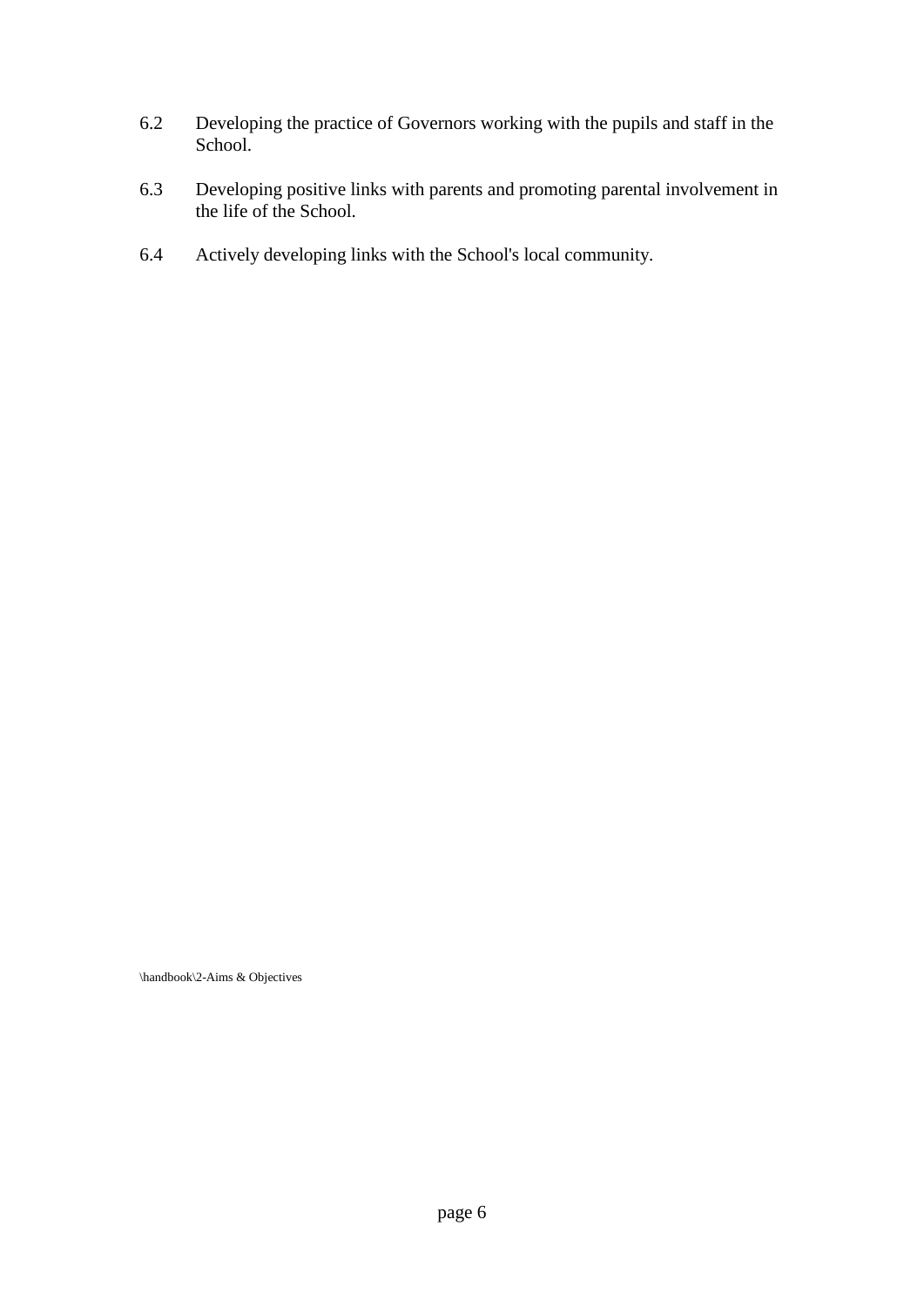6.2 Developing the practice of Governors working with the pupils and staff in the School.

6.3 Developing positive links with parents and promoting parental involvement in the life of the School.

6.4 Actively developing links with the School's local community.

\handbook\2-Aims & Objectives